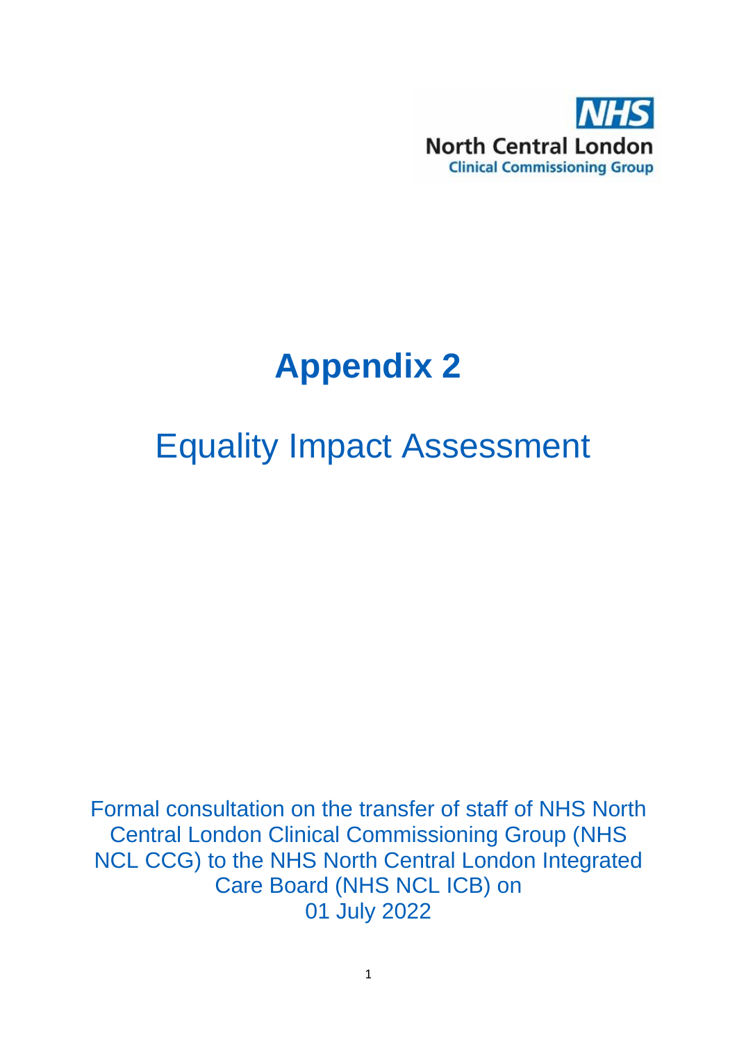NHS
North Central London
Clinical Commissioning Group

# Appendix 2

## Equality Impact Assessment

Formal consultation on the transfer of staff of NHS North Central London Clinical Commissioning Group (NHS NCL CCG) to the NHS North Central London Integrated Care Board (NHS NCL ICB) on 01 July 2022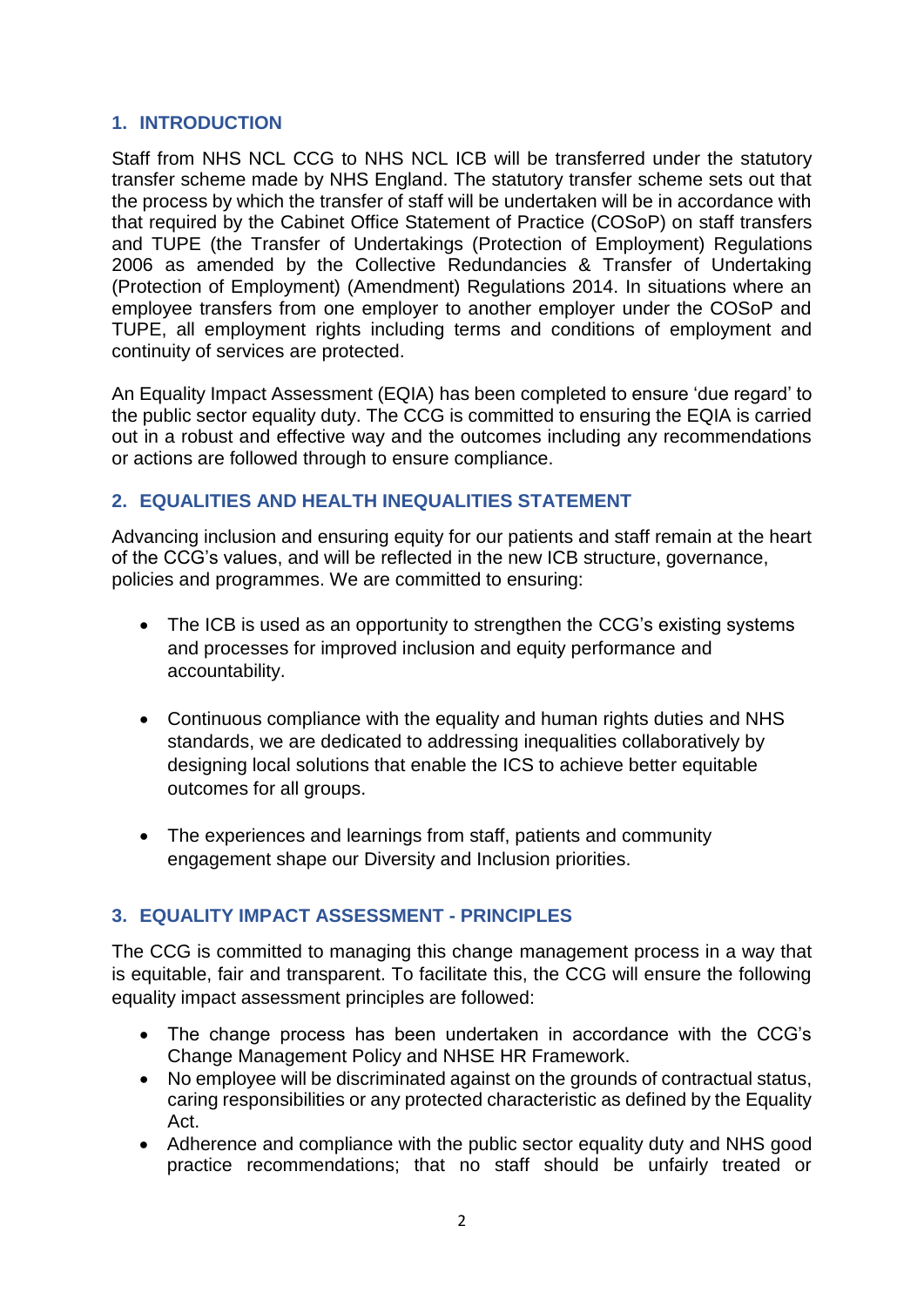## 1. INTRODUCTION

Staff from NHS NCL CCG to NHS NCL ICB will be transferred under the statutory transfer scheme made by NHS England. The statutory transfer scheme sets out that the process by which the transfer of staff will be undertaken will be in accordance with that required by the Cabinet Office Statement of Practice (COSoP) on staff transfers and TUPE (the Transfer of Undertakings (Protection of Employment) Regulations 2006 as amended by the Collective Redundancies & Transfer of Undertaking (Protection of Employment) (Amendment) Regulations 2014. In situations where an employee transfers from one employer to another employer under the COSoP and TUPE, all employment rights including terms and conditions of employment and continuity of services are protected.

An Equality Impact Assessment (EQIA) has been completed to ensure 'due regard' to the public sector equality duty. The CCG is committed to ensuring the EQIA is carried out in a robust and effective way and the outcomes including any recommendations or actions are followed through to ensure compliance.

## 2. EQUALITIES AND HEALTH INEQUALITIES STATEMENT

Advancing inclusion and ensuring equity for our patients and staff remain at the heart of the CCG's values, and will be reflected in the new ICB structure, governance, policies and programmes. We are committed to ensuring:

- The ICB is used as an opportunity to strengthen the CCG's existing systems and processes for improved inclusion and equity performance and accountability.
- Continuous compliance with the equality and human rights duties and NHS standards, we are dedicated to addressing inequalities collaboratively by designing local solutions that enable the ICS to achieve better equitable outcomes for all groups.
- The experiences and learnings from staff, patients and community engagement shape our Diversity and Inclusion priorities.

## 3. EQUALITY IMPACT ASSESSMENT - PRINCIPLES

The CCG is committed to managing this change management process in a way that is equitable, fair and transparent. To facilitate this, the CCG will ensure the following equality impact assessment principles are followed:

- The change process has been undertaken in accordance with the CCG's Change Management Policy and NHSE HR Framework.
- No employee will be discriminated against on the grounds of contractual status, caring responsibilities or any protected characteristic as defined by the Equality Act.
- Adherence and compliance with the public sector equality duty and NHS good practice recommendations; that no staff should be unfairly treated or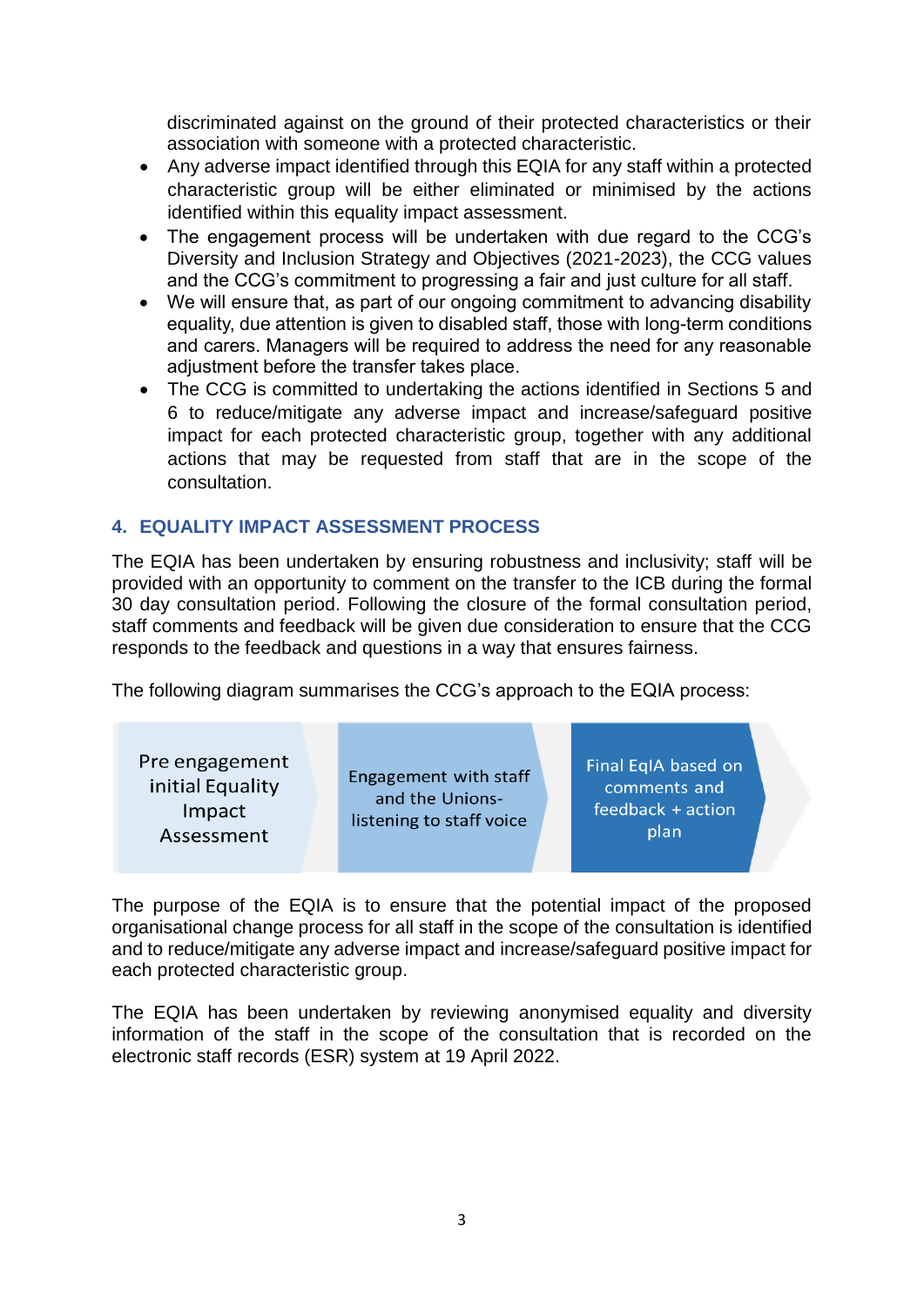discriminated against on the ground of their protected characteristics or their association with someone with a protected characteristic.

- Any adverse impact identified through this EQIA for any staff within a protected characteristic group will be either eliminated or minimised by the actions identified within this equality impact assessment.
- The engagement process will be undertaken with due regard to the CCG's Diversity and Inclusion Strategy and Objectives (2021-2023), the CCG values and the CCG's commitment to progressing a fair and just culture for all staff.
- We will ensure that, as part of our ongoing commitment to advancing disability equality, due attention is given to disabled staff, those with long-term conditions and carers. Managers will be required to address the need for any reasonable adjustment before the transfer takes place.
- The CCG is committed to undertaking the actions identified in Sections 5 and 6 to reduce/mitigate any adverse impact and increase/safeguard positive impact for each protected characteristic group, together with any additional actions that may be requested from staff that are in the scope of the consultation.

## 4. EQUALITY IMPACT ASSESSMENT PROCESS

The EQIA has been undertaken by ensuring robustness and inclusivity; staff will be provided with an opportunity to comment on the transfer to the ICB during the formal 30 day consultation period. Following the closure of the formal consultation period, staff comments and feedback will be given due consideration to ensure that the CCG responds to the feedback and questions in a way that ensures fairness.

The following diagram summarises the CCG's approach to the EQIA process:

Pre engagement initial Equality Impact Assessment → Engagement with staff and the Unions- listening to staff voice → Final EqIA based on comments and feedback + action plan

The purpose of the EQIA is to ensure that the potential impact of the proposed organisational change process for all staff in the scope of the consultation is identified and to reduce/mitigate any adverse impact and increase/safeguard positive impact for each protected characteristic group.

The EQIA has been undertaken by reviewing anonymised equality and diversity information of the staff in the scope of the consultation that is recorded on the electronic staff records (ESR) system at 19 April 2022.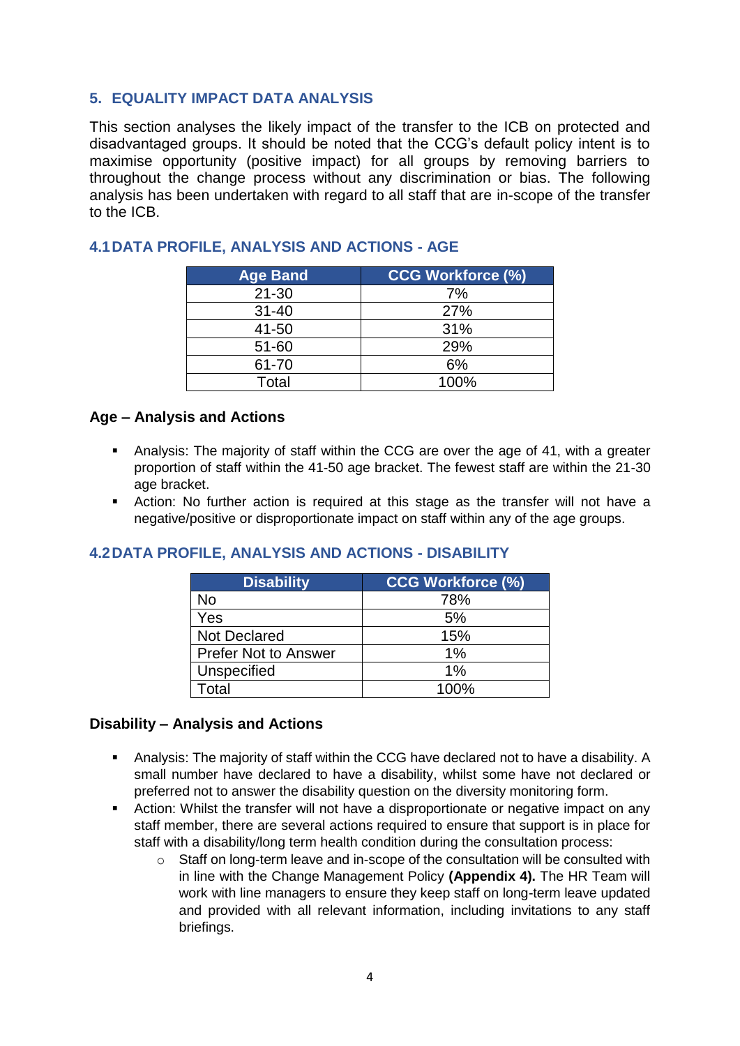## 5. EQUALITY IMPACT DATA ANALYSIS

This section analyses the likely impact of the transfer to the ICB on protected and disadvantaged groups. It should be noted that the CCG's default policy intent is to maximise opportunity (positive impact) for all groups by removing barriers to throughout the change process without any discrimination or bias. The following analysis has been undertaken with regard to all staff that are in-scope of the transfer to the ICB.

### 4.1 DATA PROFILE, ANALYSIS AND ACTIONS - AGE

| Age Band | CCG Workforce (%) |
|---|---|
| 21-30 | 7% |
| 31-40 | 27% |
| 41-50 | 31% |
| 51-60 | 29% |
| 61-70 | 6% |
| Total | 100% |

**Age – Analysis and Actions**

- Analysis: The majority of staff within the CCG are over the age of 41, with a greater proportion of staff within the 41-50 age bracket. The fewest staff are within the 21-30 age bracket.
- Action: No further action is required at this stage as the transfer will not have a negative/positive or disproportionate impact on staff within any of the age groups.

### 4.2 DATA PROFILE, ANALYSIS AND ACTIONS - DISABILITY

| Disability | CCG Workforce (%) |
|---|---|
| No | 78% |
| Yes | 5% |
| Not Declared | 15% |
| Prefer Not to Answer | 1% |
| Unspecified | 1% |
| Total | 100% |

**Disability – Analysis and Actions**

- Analysis: The majority of staff within the CCG have declared not to have a disability. A small number have declared to have a disability, whilst some have not declared or preferred not to answer the disability question on the diversity monitoring form.
- Action: Whilst the transfer will not have a disproportionate or negative impact on any staff member, there are several actions required to ensure that support is in place for staff with a disability/long term health condition during the consultation process:
  - Staff on long-term leave and in-scope of the consultation will be consulted with in line with the Change Management Policy **(Appendix 4).** The HR Team will work with line managers to ensure they keep staff on long-term leave updated and provided with all relevant information, including invitations to any staff briefings.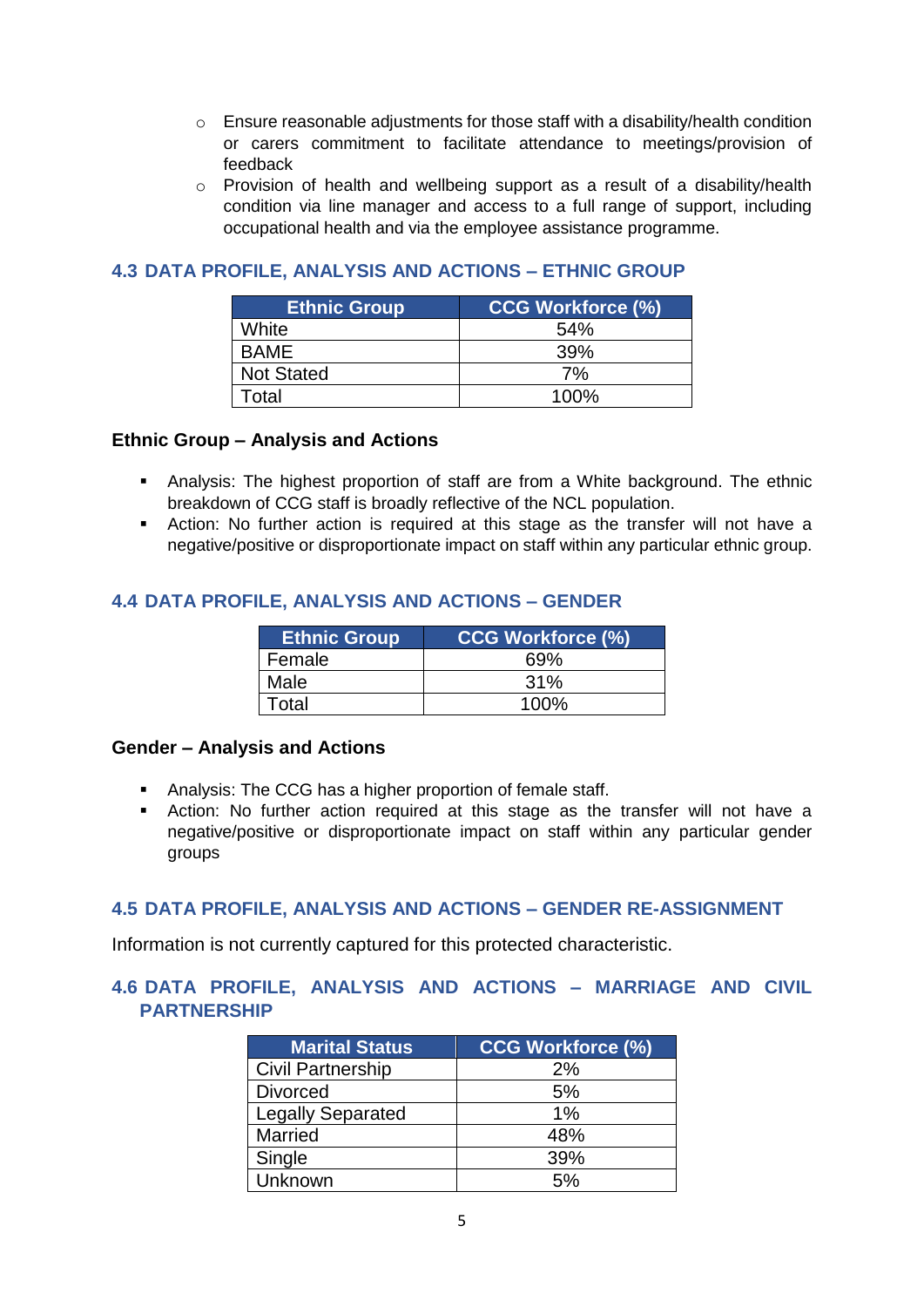- Ensure reasonable adjustments for those staff with a disability/health condition or carers commitment to facilitate attendance to meetings/provision of feedback
- Provision of health and wellbeing support as a result of a disability/health condition via line manager and access to a full range of support, including occupational health and via the employee assistance programme.

## 4.3 DATA PROFILE, ANALYSIS AND ACTIONS – ETHNIC GROUP

| Ethnic Group | CCG Workforce (%) |
|---|---|
| White | 54% |
| BAME | 39% |
| Not Stated | 7% |
| Total | 100% |

**Ethnic Group – Analysis and Actions**

- Analysis: The highest proportion of staff are from a White background. The ethnic breakdown of CCG staff is broadly reflective of the NCL population.
- Action: No further action is required at this stage as the transfer will not have a negative/positive or disproportionate impact on staff within any particular ethnic group.

## 4.4 DATA PROFILE, ANALYSIS AND ACTIONS – GENDER

| Ethnic Group | CCG Workforce (%) |
|---|---|
| Female | 69% |
| Male | 31% |
| Total | 100% |

**Gender – Analysis and Actions**

- Analysis: The CCG has a higher proportion of female staff.
- Action: No further action required at this stage as the transfer will not have a negative/positive or disproportionate impact on staff within any particular gender groups

## 4.5 DATA PROFILE, ANALYSIS AND ACTIONS – GENDER RE-ASSIGNMENT

Information is not currently captured for this protected characteristic.

## 4.6 DATA PROFILE, ANALYSIS AND ACTIONS – MARRIAGE AND CIVIL PARTNERSHIP

| Marital Status | CCG Workforce (%) |
|---|---|
| Civil Partnership | 2% |
| Divorced | 5% |
| Legally Separated | 1% |
| Married | 48% |
| Single | 39% |
| Unknown | 5% |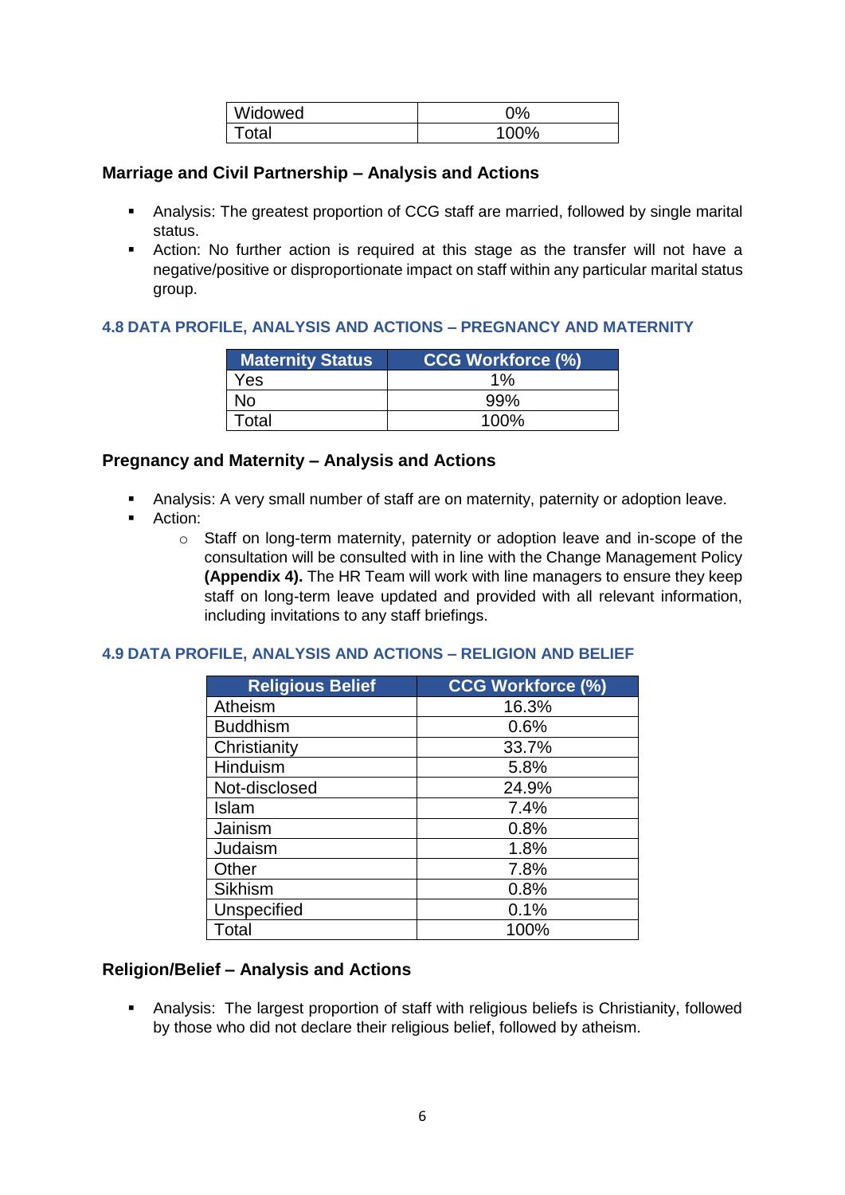| Widowed | 0% |
|---|---|
| Total | 100% |

**Marriage and Civil Partnership – Analysis and Actions**

- Analysis: The greatest proportion of CCG staff are married, followed by single marital status.
- Action: No further action is required at this stage as the transfer will not have a negative/positive or disproportionate impact on staff within any particular marital status group.

### 4.8 DATA PROFILE, ANALYSIS AND ACTIONS – PREGNANCY AND MATERNITY

| Maternity Status | CCG Workforce (%) |
|---|---|
| Yes | 1% |
| No | 99% |
| Total | 100% |

**Pregnancy and Maternity – Analysis and Actions**

- Analysis: A very small number of staff are on maternity, paternity or adoption leave.
- Action:
  - Staff on long-term maternity, paternity or adoption leave and in-scope of the consultation will be consulted with in line with the Change Management Policy **(Appendix 4).** The HR Team will work with line managers to ensure they keep staff on long-term leave updated and provided with all relevant information, including invitations to any staff briefings.

### 4.9 DATA PROFILE, ANALYSIS AND ACTIONS – RELIGION AND BELIEF

| Religious Belief | CCG Workforce (%) |
|---|---|
| Atheism | 16.3% |
| Buddhism | 0.6% |
| Christianity | 33.7% |
| Hinduism | 5.8% |
| Not-disclosed | 24.9% |
| Islam | 7.4% |
| Jainism | 0.8% |
| Judaism | 1.8% |
| Other | 7.8% |
| Sikhism | 0.8% |
| Unspecified | 0.1% |
| Total | 100% |

**Religion/Belief – Analysis and Actions**

- Analysis: The largest proportion of staff with religious beliefs is Christianity, followed by those who did not declare their religious belief, followed by atheism.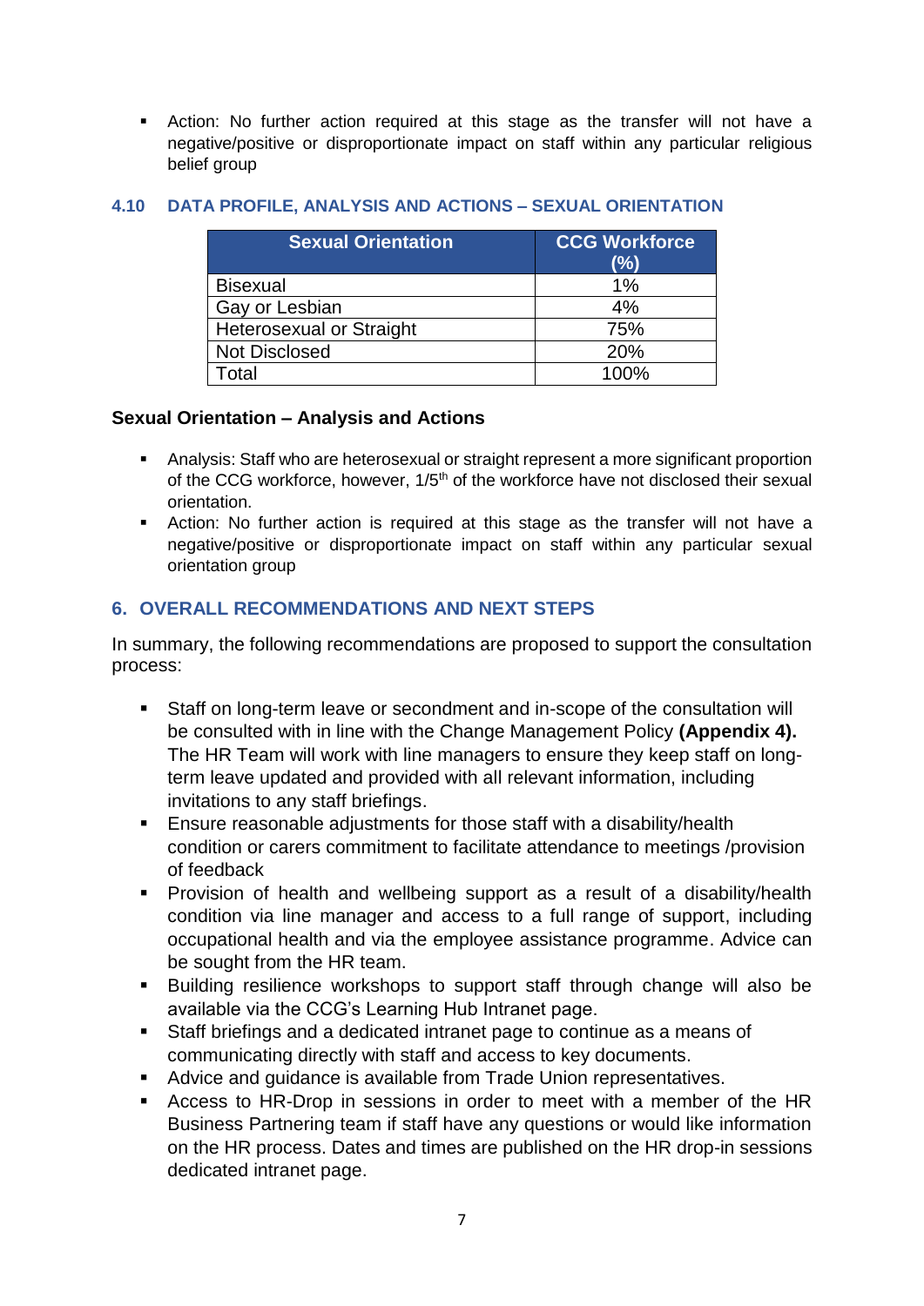- Action: No further action required at this stage as the transfer will not have a negative/positive or disproportionate impact on staff within any particular religious belief group

### 4.10 DATA PROFILE, ANALYSIS AND ACTIONS – SEXUAL ORIENTATION

| Sexual Orientation | CCG Workforce (%) |
|---|---|
| Bisexual | 1% |
| Gay or Lesbian | 4% |
| Heterosexual or Straight | 75% |
| Not Disclosed | 20% |
| Total | 100% |

**Sexual Orientation – Analysis and Actions**

- Analysis: Staff who are heterosexual or straight represent a more significant proportion of the CCG workforce, however, 1/5th of the workforce have not disclosed their sexual orientation.
- Action: No further action is required at this stage as the transfer will not have a negative/positive or disproportionate impact on staff within any particular sexual orientation group

## 6. OVERALL RECOMMENDATIONS AND NEXT STEPS

In summary, the following recommendations are proposed to support the consultation process:

- Staff on long-term leave or secondment and in-scope of the consultation will be consulted with in line with the Change Management Policy **(Appendix 4).** The HR Team will work with line managers to ensure they keep staff on long-term leave updated and provided with all relevant information, including invitations to any staff briefings.
- Ensure reasonable adjustments for those staff with a disability/health condition or carers commitment to facilitate attendance to meetings /provision of feedback
- Provision of health and wellbeing support as a result of a disability/health condition via line manager and access to a full range of support, including occupational health and via the employee assistance programme. Advice can be sought from the HR team.
- Building resilience workshops to support staff through change will also be available via the CCG's Learning Hub Intranet page.
- Staff briefings and a dedicated intranet page to continue as a means of communicating directly with staff and access to key documents.
- Advice and guidance is available from Trade Union representatives.
- Access to HR-Drop in sessions in order to meet with a member of the HR Business Partnering team if staff have any questions or would like information on the HR process. Dates and times are published on the HR drop-in sessions dedicated intranet page.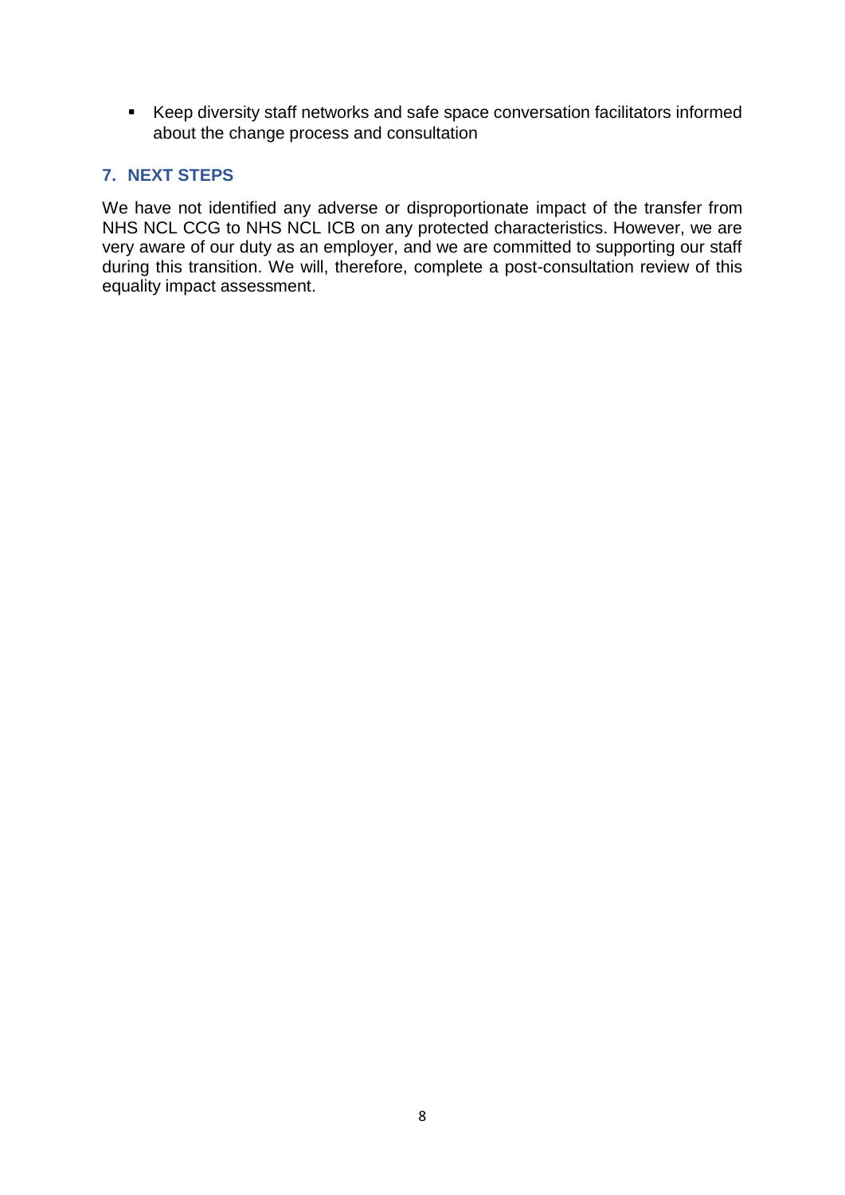- Keep diversity staff networks and safe space conversation facilitators informed about the change process and consultation

## 7. NEXT STEPS

We have not identified any adverse or disproportionate impact of the transfer from NHS NCL CCG to NHS NCL ICB on any protected characteristics. However, we are very aware of our duty as an employer, and we are committed to supporting our staff during this transition. We will, therefore, complete a post-consultation review of this equality impact assessment.